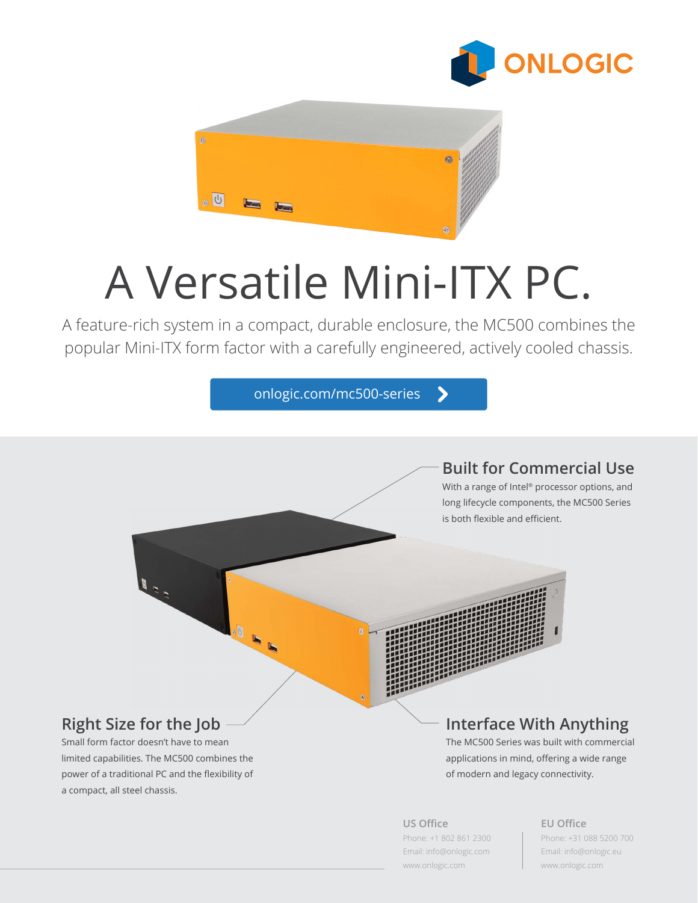ONLOGIC

# A Versatile Mini-ITX PC.

A feature-rich system in a compact, durable enclosure, the MC500 combines the popular Mini-ITX form factor with a carefully engineered, actively cooled chassis.

onlogic.com/mc500-series

## Built for Commercial Use

With a range of Intel® processor options, and long lifecycle components, the MC500 Series is both flexible and efficient.

## Right Size for the Job

Small form factor doesn't have to mean limited capabilities. The MC500 combines the power of a traditional PC and the flexibility of a compact, all steel chassis.

## Interface With Anything

The MC500 Series was built with commercial applications in mind, offering a wide range of modern and legacy connectivity.

**US Office**
Phone: +1 802 861 2300
Email: info@onlogic.com
www.onlogic.com

**EU Office**
Phone: +31 088 5200 700
Email: info@onlogic.eu
www.onlogic.com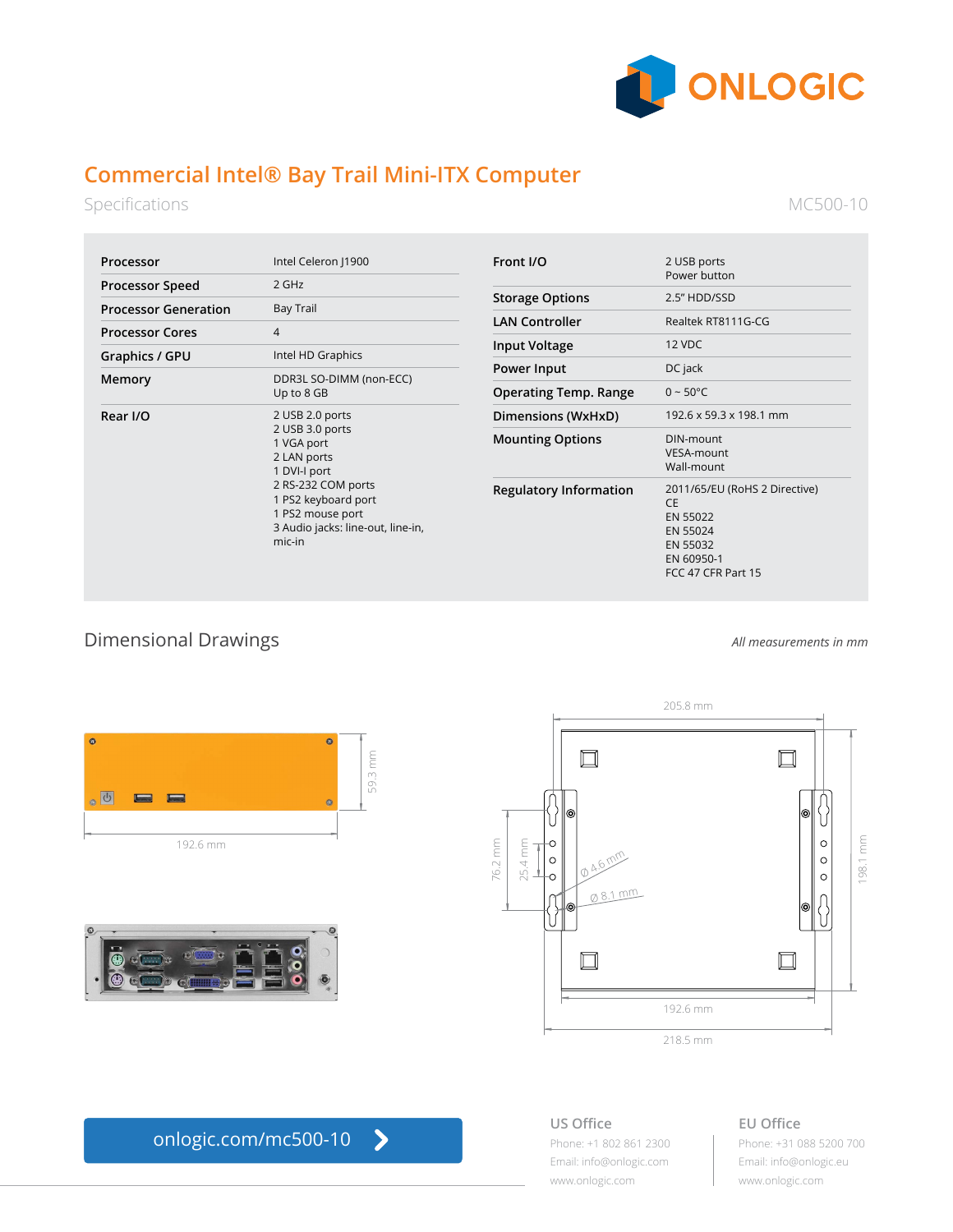# Commercial Intel® Bay Trail Mini-ITX Computer

Specifications

MC500-10

| | |
|---|---|
| **Processor** | Intel Celeron J1900 |
| **Processor Speed** | 2 GHz |
| **Processor Generation** | Bay Trail |
| **Processor Cores** | 4 |
| **Graphics / GPU** | Intel HD Graphics |
| **Memory** | DDR3L SO-DIMM (non-ECC)<br>Up to 8 GB |
| **Rear I/O** | 2 USB 2.0 ports<br>2 USB 3.0 ports<br>1 VGA port<br>2 LAN ports<br>1 DVI-I port<br>2 RS-232 COM ports<br>1 PS2 keyboard port<br>1 PS2 mouse port<br>3 Audio jacks: line-out, line-in, mic-in |
| **Front I/O** | 2 USB ports<br>Power button |
| **Storage Options** | 2.5" HDD/SSD |
| **LAN Controller** | Realtek RT8111G-CG |
| **Input Voltage** | 12 VDC |
| **Power Input** | DC jack |
| **Operating Temp. Range** | 0 ~ 50°C |
| **Dimensions (WxHxD)** | 192.6 x 59.3 x 198.1 mm |
| **Mounting Options** | DIN-mount<br>VESA-mount<br>Wall-mount |
| **Regulatory Information** | 2011/65/EU (RoHS 2 Directive)<br>CE<br>EN 55022<br>EN 55024<br>EN 55032<br>EN 60950-1<br>FCC 47 CFR Part 15 |

## Dimensional Drawings

*All measurements in mm*

59.3 mm

192.6 mm

205.8 mm

76.2 mm

25.4 mm

Ø 4.6 mm

Ø 8.1 mm

198.1 mm

192.6 mm

218.5 mm

onlogic.com/mc500-10

**US Office**
Phone: +1 802 861 2300
Email: info@onlogic.com
www.onlogic.com

**EU Office**
Phone: +31 088 5200 700
Email: info@onlogic.eu
www.onlogic.com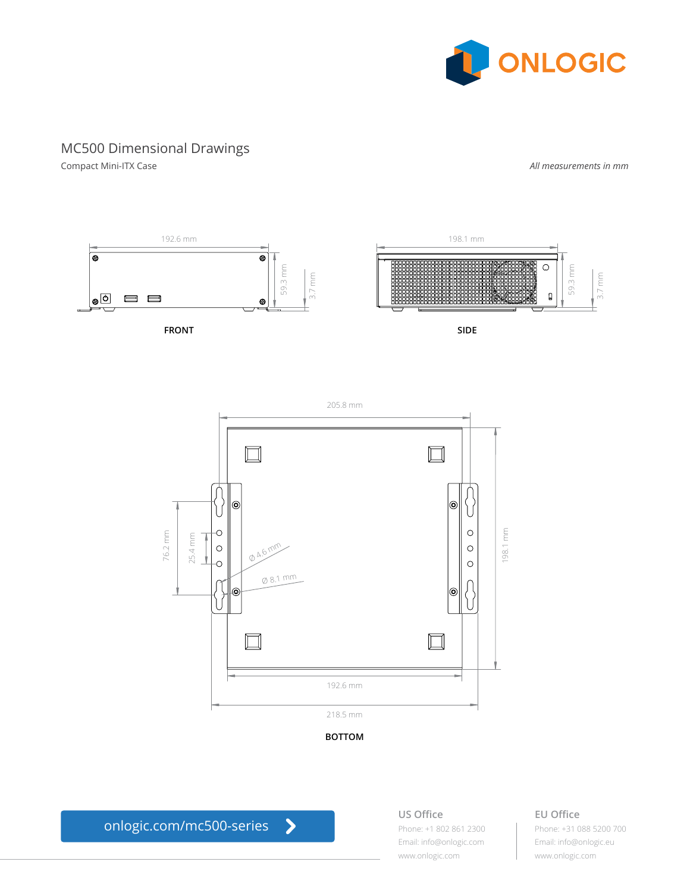# MC500 Dimensional Drawings

Compact Mini-ITX Case

*All measurements in mm*

192.6 mm

59.3 mm

3.7 mm

**FRONT**

198.1 mm

59.3 mm

3.7 mm

**SIDE**

205.8 mm

76.2 mm

25.4 mm

Ø 4.6 mm

Ø 8.1 mm

198.1 mm

192.6 mm

218.5 mm

**BOTTOM**

onlogic.com/mc500-series

**US Office**
Phone: +1 802 861 2300
Email: info@onlogic.com
www.onlogic.com

**EU Office**
Phone: +31 088 5200 700
Email: info@onlogic.eu
www.onlogic.com